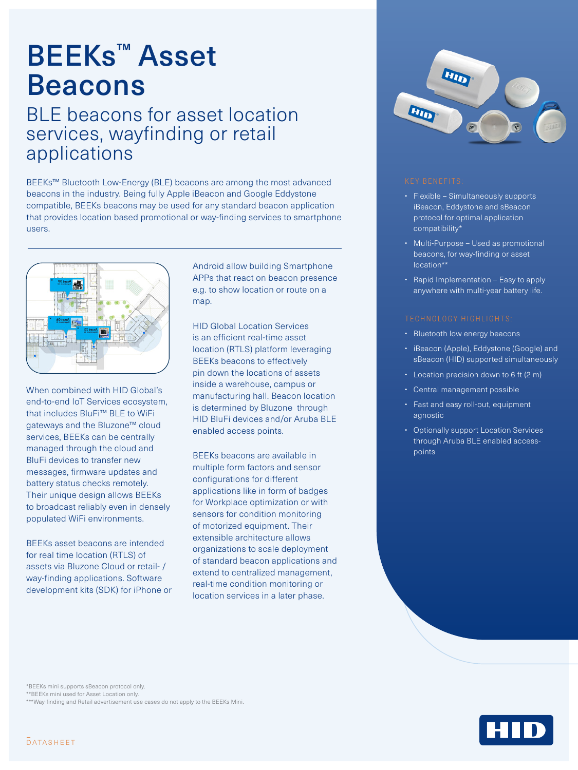# BEEKs™ Asset Beacons

## BLE beacons for asset location services, wayfinding or retail applications

BEEKs™ Bluetooth Low-Energy (BLE) beacons are among the most advanced beacons in the industry. Being fully Apple iBeacon and Google Eddystone compatible, BEEKs beacons may be used for any standard beacon application that provides location based promotional or way-finding services to smartphone users.

When combined with HID Global's end-to-end IoT Services ecosystem, that includes BluFi™ BLE to WiFi gateways and the Bluzone™ cloud services, BEEKs can be centrally managed through the cloud and BluFi devices to transfer new messages, firmware updates and battery status checks remotely. Their unique design allows BEEKs to broadcast reliably even in densely populated WiFi environments.

BEEKs asset beacons are intended for real time location (RTLS) of assets via Bluzone Cloud or retail- / way-finding applications. Software development kits (SDK) for iPhone or Android allow building Smartphone APPs that react on beacon presence e.g. to show location or route on a map.

HID Global Location Services is an efficient real-time asset location (RTLS) platform leveraging BEEKs beacons to effectively pin down the locations of assets inside a warehouse, campus or manufacturing hall. Beacon location is determined by Bluzone through HID BluFi devices and/or Aruba BLE enabled access points.

BEEKs beacons are available in multiple form factors and sensor configurations for different applications like in form of badges for Workplace optimization or with sensors for condition monitoring of motorized equipment. Their extensible architecture allows organizations to scale deployment of standard beacon applications and extend to centralized management, real-time condition monitoring or location services in a later phase.

### KEY BENEFITS:

- Flexible – Simultaneously supports iBeacon, Eddystone and sBeacon protocol for optimal application compatibility*
- Multi-Purpose – Used as promotional beacons, for way-finding or asset location**
- Rapid Implementation – Easy to apply anywhere with multi-year battery life.

### TECHNOLOGY HIGHLIGHTS:

- Bluetooth low energy beacons
- iBeacon (Apple), Eddystone (Google) and sBeacon (HID) supported simultaneously
- Location precision down to 6 ft (2 m)
- Central management possible
- Fast and easy roll-out, equipment agnostic
- Optionally support Location Services through Aruba BLE enabled access-points

*BEEKs mini supports sBeacon protocol only.
**BEEKs mini used for Asset Location only.
***Way-finding and Retail advertisement use cases do not apply to the BEEKs Mini.

DATASHEET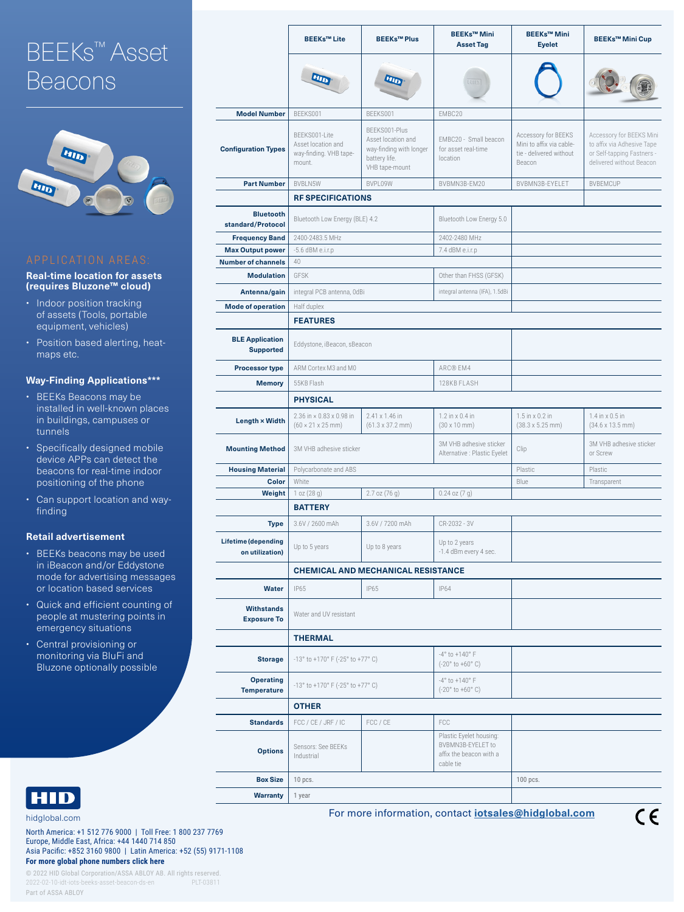# BEEKs™ Asset Beacons

## APPLICATION AREAS:

### Real-time location for assets (requires Bluzone™ cloud)

- Indoor position tracking of assets (Tools, portable equipment, vehicles)
- Position based alerting, heat-maps etc.

### Way-Finding Applications***

- BEEKs Beacons may be installed in well-known places in buildings, campuses or tunnels
- Specifically designed mobile device APPs can detect the beacons for real-time indoor positioning of the phone
- Can support location and way-finding

### Retail advertisement

- BEEKs beacons may be used in iBeacon and/or Eddystone mode for advertising messages or location based services
- Quick and efficient counting of people at mustering points in emergency situations
- Central provisioning or monitoring via BluFi and Bluzone optionally possible

| | BEEKs™ Lite | BEEKs™ Plus | BEEKs™ Mini Asset Tag | BEEKs™ Mini Eyelet | BEEKs™ Mini Cup |
|---|---|---|---|---|---|
| **Model Number** | BEEKS001 | BEEKS001 | EMBC20 | | |
| **Configuration Types** | BEEKS001-Lite Asset location and way-finding. VHB tape-mount. | BEEKS001-Plus Asset location and way-finding with longer battery life. VHB tape-mount | EMBC20 - Small beacon for asset real-time location | Accessory for BEEKS Mini to affix via cable-tie - delivered without Beacon | Accessory for BEEKS Mini to affix via Adhesive Tape or Self-tapping Fasteners - delivered without Beacon |
| **Part Number** | BVBLN5W | BVPL09W | BVBMN3B-EM20 | BVBMN3B-EYELET | BVBEMCUP |
| | **RF SPECIFICATIONS** | | | | |
| **Bluetooth standard/Protocol** | Bluetooth Low Energy (BLE) 4.2 | | Bluetooth Low Energy 5.0 | | |
| **Frequency Band** | 2400-2483.5 MHz | | 2402-2480 MHz | | |
| **Max Output power** | -5.6 dBM e.i.r.p | | 7.4 dBM e.i.r.p | | |
| **Number of channels** | 40 | | | | |
| **Modulation** | GFSK | | Other than FHSS (GFSK) | | |
| **Antenna/gain** | integral PCB antenna, 0dBi | | integral antenna (IFA), 1.5dBi | | |
| **Mode of operation** | Half duplex | | | | |
| | **FEATURES** | | | | |
| **BLE Application Supported** | Eddystone, iBeacon, sBeacon | | | | |
| **Processor type** | ARM Cortex M3 and M0 | | ARC® EM4 | | |
| **Memory** | 55KB Flash | | 128KB FLASH | | |
| | **PHYSICAL** | | | | |
| **Length × Width** | 2.36 in x 0.83 x 0.98 in (60 x 21 x 25 mm) | 2.41 x 1.46 in (61.3 x 37.2 mm) | 1.2 in x 0.4 in (30 x 10 mm) | 1.5 in x 0.2 in (38.3 x 5.25 mm) | 1.4 in x 0.5 in (34.6 x 13.5 mm) |
| **Mounting Method** | 3M VHB adhesive sticker | | 3M VHB adhesive sticker Alternative : Plastic Eyelet | Clip | 3M VHB adhesive sticker or Screw |
| **Housing Material** | Polycarbonate and ABS | | | Plastic | Plastic |
| **Color** | White | | | Blue | Transparent |
| **Weight** | 1 oz (28 g) | 2.7 oz (76 g) | 0.24 oz (7 g) | | |
| | **BATTERY** | | | | |
| **Type** | 3.6V / 2600 mAh | 3.6V / 7200 mAh | CR-2032 - 3V | | |
| **Lifetime (depending on utilization)** | Up to 5 years | Up to 8 years | Up to 2 years -1.4 dBm every 4 sec. | | |
| | **CHEMICAL AND MECHANICAL RESISTANCE** | | | | |
| **Water** | IP65 | IP65 | IP64 | | |
| **Withstands Exposure To** | Water and UV resistant | | | | |
| | **THERMAL** | | | | |
| **Storage** | -13° to +170° F (-25° to +77° C) | | -4° to +140° F (-20° to +60° C) | | |
| **Operating Temperature** | -13° to +170° F (-25° to +77° C) | | -4° to +140° F (-20° to +60° C) | | |
| | **OTHER** | | | | |
| **Standards** | FCC / CE / JRF / IC | FCC / CE | FCC | | |
| **Options** | Sensors: See BEEKs Industrial | | Plastic Eyelet housing: BVBMN3B-EYELET to affix the beacon with a cable tie | | |
| **Box Size** | 10 pcs. | | | 100 pcs. | |
| **Warranty** | 1 year | | | | |

For more information, contact **iotsales@hidglobal.com**

hidglobal.com

North America: +1 512 776 9000 | Toll Free: 1 800 237 7769
Europe, Middle East, Africa: +44 1440 714 850
Asia Pacific: +852 3160 9800 | Latin America: +52 (55) 9171-1108
**For more global phone numbers click here**

© 2022 HID Global Corporation/ASSA ABLOY AB. All rights reserved.
2022-02-10-idt-iots-beeks-asset-beacon-ds-en PLT-03811
Part of ASSA ABLOY